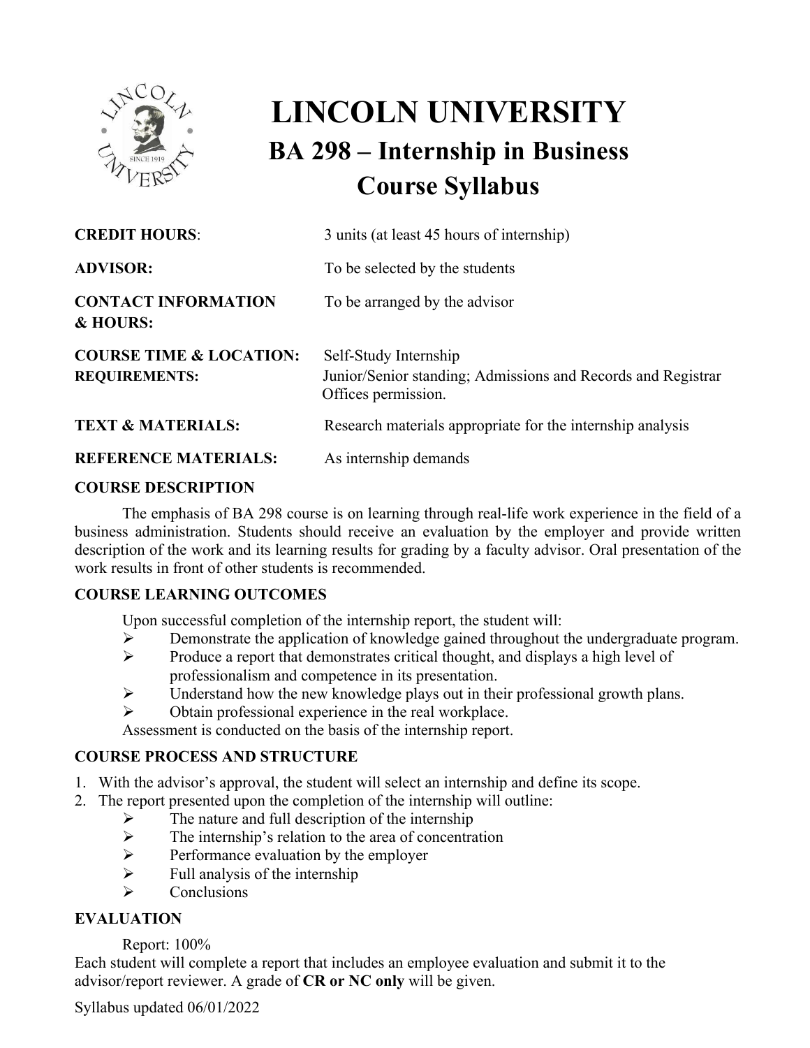# LINCOLN UNIVERSITY

## BA 298 – Internship in Business

## Course Syllabus

**CREDIT HOURS**: 3 units (at least 45 hours of internship)

**ADVISOR:** To be selected by the students

**CONTACT INFORMATION & HOURS:** To be arranged by the advisor

**COURSE TIME & LOCATION:** Self-Study Internship

**REQUIREMENTS:** Junior/Senior standing; Admissions and Records and Registrar Offices permission.

**TEXT & MATERIALS:** Research materials appropriate for the internship analysis

**REFERENCE MATERIALS:** As internship demands

**COURSE DESCRIPTION**

The emphasis of BA 298 course is on learning through real-life work experience in the field of a business administration. Students should receive an evaluation by the employer and provide written description of the work and its learning results for grading by a faculty advisor. Oral presentation of the work results in front of other students is recommended.

**COURSE LEARNING OUTCOMES**

Upon successful completion of the internship report, the student will:

- Demonstrate the application of knowledge gained throughout the undergraduate program.
- Produce a report that demonstrates critical thought, and displays a high level of professionalism and competence in its presentation.
- Understand how the new knowledge plays out in their professional growth plans.
- Obtain professional experience in the real workplace.

Assessment is conducted on the basis of the internship report.

**COURSE PROCESS AND STRUCTURE**

1. With the advisor's approval, the student will select an internship and define its scope.
2. The report presented upon the completion of the internship will outline:
   - The nature and full description of the internship
   - The internship's relation to the area of concentration
   - Performance evaluation by the employer
   - Full analysis of the internship
   - Conclusions

**EVALUATION**

Report: 100%

Each student will complete a report that includes an employee evaluation and submit it to the advisor/report reviewer. A grade of **CR or NC only** will be given.

Syllabus updated 06/01/2022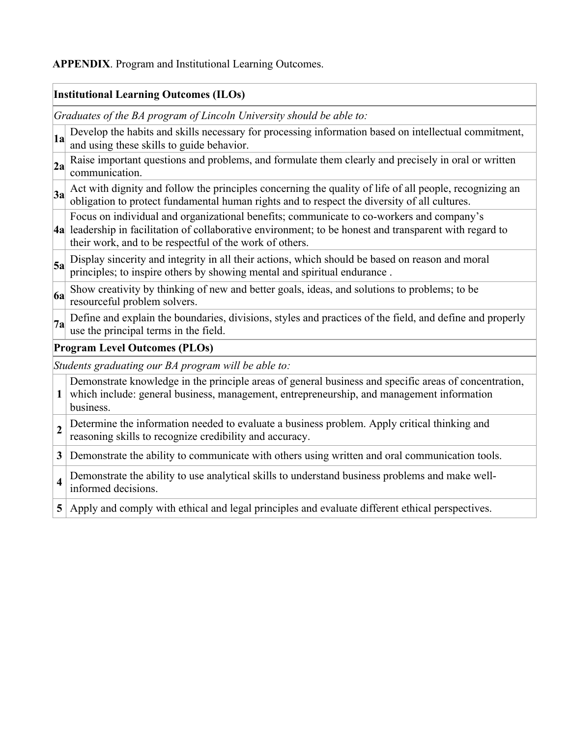**APPENDIX**. Program and Institutional Learning Outcomes.

| | |
|---|---|
| **Institutional Learning Outcomes (ILOs)** | |
| *Graduates of the BA program of Lincoln University should be able to:* | |
| **1a** | Develop the habits and skills necessary for processing information based on intellectual commitment, and using these skills to guide behavior. |
| **2a** | Raise important questions and problems, and formulate them clearly and precisely in oral or written communication. |
| **3a** | Act with dignity and follow the principles concerning the quality of life of all people, recognizing an obligation to protect fundamental human rights and to respect the diversity of all cultures. |
| **4a** | Focus on individual and organizational benefits; communicate to co-workers and company's leadership in facilitation of collaborative environment; to be honest and transparent with regard to their work, and to be respectful of the work of others. |
| **5a** | Display sincerity and integrity in all their actions, which should be based on reason and moral principles; to inspire others by showing mental and spiritual endurance . |
| **6a** | Show creativity by thinking of new and better goals, ideas, and solutions to problems; to be resourceful problem solvers. |
| **7a** | Define and explain the boundaries, divisions, styles and practices of the field, and define and properly use the principal terms in the field. |
| **Program Level Outcomes (PLOs)** | |
| *Students graduating our BA program will be able to:* | |
| **1** | Demonstrate knowledge in the principle areas of general business and specific areas of concentration, which include: general business, management, entrepreneurship, and management information business. |
| **2** | Determine the information needed to evaluate a business problem. Apply critical thinking and reasoning skills to recognize credibility and accuracy. |
| **3** | Demonstrate the ability to communicate with others using written and oral communication tools. |
| **4** | Demonstrate the ability to use analytical skills to understand business problems and make well-informed decisions. |
| **5** | Apply and comply with ethical and legal principles and evaluate different ethical perspectives. |